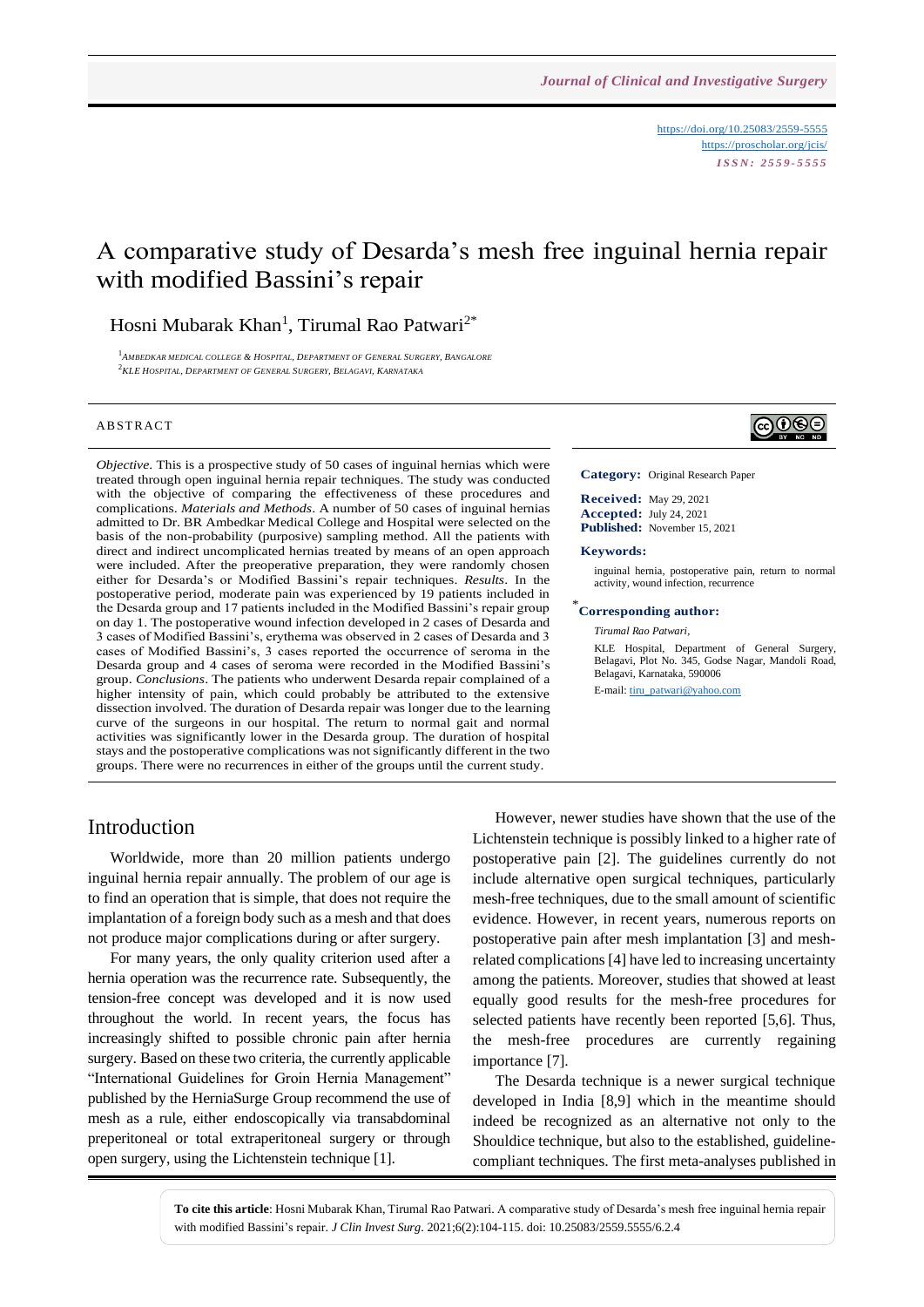# A comparative study of Desarda's mesh free inguinal hernia repair with modified Bassini's repair

Hosni Mubarak Khan[1], Tirumal Rao Patwari[2*]

[1] Ambedkar Medical College & Hospital, Department of General Surgery, Bangalore
[2] KLE Hospital, Department of General Surgery, Belagavi, Karnataka

https://doi.org/10.25083/2559-5555
https://proscholar.org/jcis/
ISSN: 2559-5555

## ABSTRACT

*Objective*. This is a prospective study of 50 cases of inguinal hernias which were treated through open inguinal hernia repair techniques. The study was conducted with the objective of comparing the effectiveness of these procedures and complications. *Materials and Methods*. A number of 50 cases of inguinal hernias admitted to Dr. BR Ambedkar Medical College and Hospital were selected on the basis of the non-probability (purposive) sampling method. All the patients with direct and indirect uncomplicated hernias treated by means of an open approach were included. After the preoperative preparation, they were randomly chosen either for Desarda's or Modified Bassini's repair techniques. *Results*. In the postoperative period, moderate pain was experienced by 19 patients included in the Desarda group and 17 patients included in the Modified Bassini's repair group on day 1. The postoperative wound infection developed in 2 cases of Desarda and 3 cases of Modified Bassini's, erythema was observed in 2 cases of Desarda and 3 cases of Modified Bassini's, 3 cases reported the occurrence of seroma in the Desarda group and 4 cases of seroma were recorded in the Modified Bassini's group. *Conclusions*. The patients who underwent Desarda repair complained of a higher intensity of pain, which could probably be attributed to the extensive dissection involved. The duration of Desarda repair was longer due to the learning curve of the surgeons in our hospital. The return to normal gait and normal activities was significantly lower in the Desarda group. The duration of hospital stays and the postoperative complications was not significantly different in the two groups. There were no recurrences in either of the groups until the current study.

**Category:** Original Research Paper

**Received:** May 29, 2021
**Accepted:** July 24, 2021
**Published:** November 15, 2021

**Keywords:**

inguinal hernia, postoperative pain, return to normal activity, wound infection, recurrence

**\*Corresponding author:**

*Tirumal Rao Patwari*,

KLE Hospital, Department of General Surgery, Belagavi, Plot No. 345, Godse Nagar, Mandoli Road, Belagavi, Karnataka, 590006

E-mail: tiru_patwari@yahoo.com

## Introduction

Worldwide, more than 20 million patients undergo inguinal hernia repair annually. The problem of our age is to find an operation that is simple, that does not require the implantation of a foreign body such as a mesh and that does not produce major complications during or after surgery.

For many years, the only quality criterion used after a hernia operation was the recurrence rate. Subsequently, the tension-free concept was developed and it is now used throughout the world. In recent years, the focus has increasingly shifted to possible chronic pain after hernia surgery. Based on these two criteria, the currently applicable "International Guidelines for Groin Hernia Management" published by the HerniaSurge Group recommend the use of mesh as a rule, either endoscopically via transabdominal preperitoneal or total extraperitoneal surgery or through open surgery, using the Lichtenstein technique [1].

However, newer studies have shown that the use of the Lichtenstein technique is possibly linked to a higher rate of postoperative pain [2]. The guidelines currently do not include alternative open surgical techniques, particularly mesh-free techniques, due to the small amount of scientific evidence. However, in recent years, numerous reports on postoperative pain after mesh implantation [3] and mesh-related complications [4] have led to increasing uncertainty among the patients. Moreover, studies that showed at least equally good results for the mesh-free procedures for selected patients have recently been reported [5,6]. Thus, the mesh-free procedures are currently regaining importance [7].

The Desarda technique is a newer surgical technique developed in India [8,9] which in the meantime should indeed be recognized as an alternative not only to the Shouldice technique, but also to the established, guideline-compliant techniques. The first meta-analyses published in

**To cite this article**: Hosni Mubarak Khan, Tirumal Rao Patwari. A comparative study of Desarda's mesh free inguinal hernia repair with modified Bassini's repair. *J Clin Invest Surg*. 2021;6(2):104-115. doi: 10.25083/2559.5555/6.2.4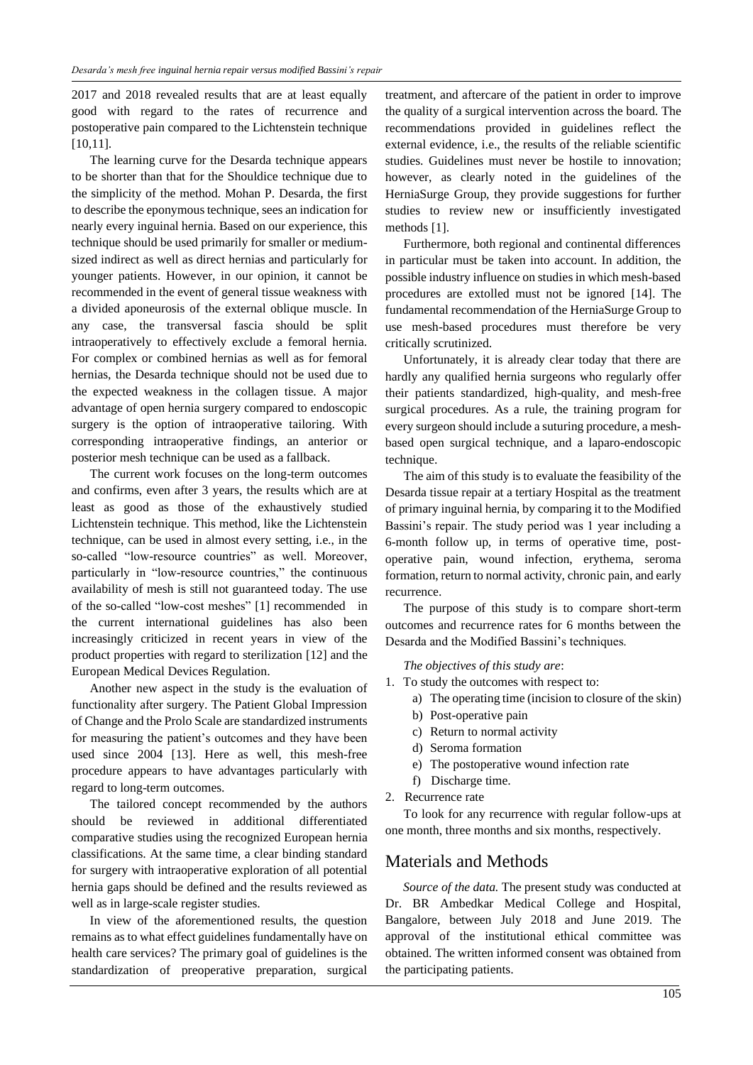2017 and 2018 revealed results that are at least equally good with regard to the rates of recurrence and postoperative pain compared to the Lichtenstein technique [10,11].

The learning curve for the Desarda technique appears to be shorter than that for the Shouldice technique due to the simplicity of the method. Mohan P. Desarda, the first to describe the eponymous technique, sees an indication for nearly every inguinal hernia. Based on our experience, this technique should be used primarily for smaller or medium-sized indirect as well as direct hernias and particularly for younger patients. However, in our opinion, it cannot be recommended in the event of general tissue weakness with a divided aponeurosis of the external oblique muscle. In any case, the transversal fascia should be split intraoperatively to effectively exclude a femoral hernia. For complex or combined hernias as well as for femoral hernias, the Desarda technique should not be used due to the expected weakness in the collagen tissue. A major advantage of open hernia surgery compared to endoscopic surgery is the option of intraoperative tailoring. With corresponding intraoperative findings, an anterior or posterior mesh technique can be used as a fallback.

The current work focuses on the long-term outcomes and confirms, even after 3 years, the results which are at least as good as those of the exhaustively studied Lichtenstein technique. This method, like the Lichtenstein technique, can be used in almost every setting, i.e., in the so-called "low-resource countries" as well. Moreover, particularly in "low-resource countries," the continuous availability of mesh is still not guaranteed today. The use of the so-called "low-cost meshes" [1] recommended in the current international guidelines has also been increasingly criticized in recent years in view of the product properties with regard to sterilization [12] and the European Medical Devices Regulation.

Another new aspect in the study is the evaluation of functionality after surgery. The Patient Global Impression of Change and the Prolo Scale are standardized instruments for measuring the patient's outcomes and they have been used since 2004 [13]. Here as well, this mesh-free procedure appears to have advantages particularly with regard to long-term outcomes.

The tailored concept recommended by the authors should be reviewed in additional differentiated comparative studies using the recognized European hernia classifications. At the same time, a clear binding standard for surgery with intraoperative exploration of all potential hernia gaps should be defined and the results reviewed as well as in large-scale register studies.

In view of the aforementioned results, the question remains as to what effect guidelines fundamentally have on health care services? The primary goal of guidelines is the standardization of preoperative preparation, surgical treatment, and aftercare of the patient in order to improve the quality of a surgical intervention across the board. The recommendations provided in guidelines reflect the external evidence, i.e., the results of the reliable scientific studies. Guidelines must never be hostile to innovation; however, as clearly noted in the guidelines of the HerniaSurge Group, they provide suggestions for further studies to review new or insufficiently investigated methods [1].

Furthermore, both regional and continental differences in particular must be taken into account. In addition, the possible industry influence on studies in which mesh-based procedures are extolled must not be ignored [14]. The fundamental recommendation of the HerniaSurge Group to use mesh-based procedures must therefore be very critically scrutinized.

Unfortunately, it is already clear today that there are hardly any qualified hernia surgeons who regularly offer their patients standardized, high-quality, and mesh-free surgical procedures. As a rule, the training program for every surgeon should include a suturing procedure, a mesh-based open surgical technique, and a laparo-endoscopic technique.

The aim of this study is to evaluate the feasibility of the Desarda tissue repair at a tertiary Hospital as the treatment of primary inguinal hernia, by comparing it to the Modified Bassini's repair. The study period was 1 year including a 6-month follow up, in terms of operative time, post-operative pain, wound infection, erythema, seroma formation, return to normal activity, chronic pain, and early recurrence.

The purpose of this study is to compare short-term outcomes and recurrence rates for 6 months between the Desarda and the Modified Bassini's techniques.

*The objectives of this study are*:

1. To study the outcomes with respect to:
   a) The operating time (incision to closure of the skin)
   b) Post-operative pain
   c) Return to normal activity
   d) Seroma formation
   e) The postoperative wound infection rate
   f) Discharge time.
2. Recurrence rate

To look for any recurrence with regular follow-ups at one month, three months and six months, respectively.

## Materials and Methods

*Source of the data.* The present study was conducted at Dr. BR Ambedkar Medical College and Hospital, Bangalore, between July 2018 and June 2019. The approval of the institutional ethical committee was obtained. The written informed consent was obtained from the participating patients.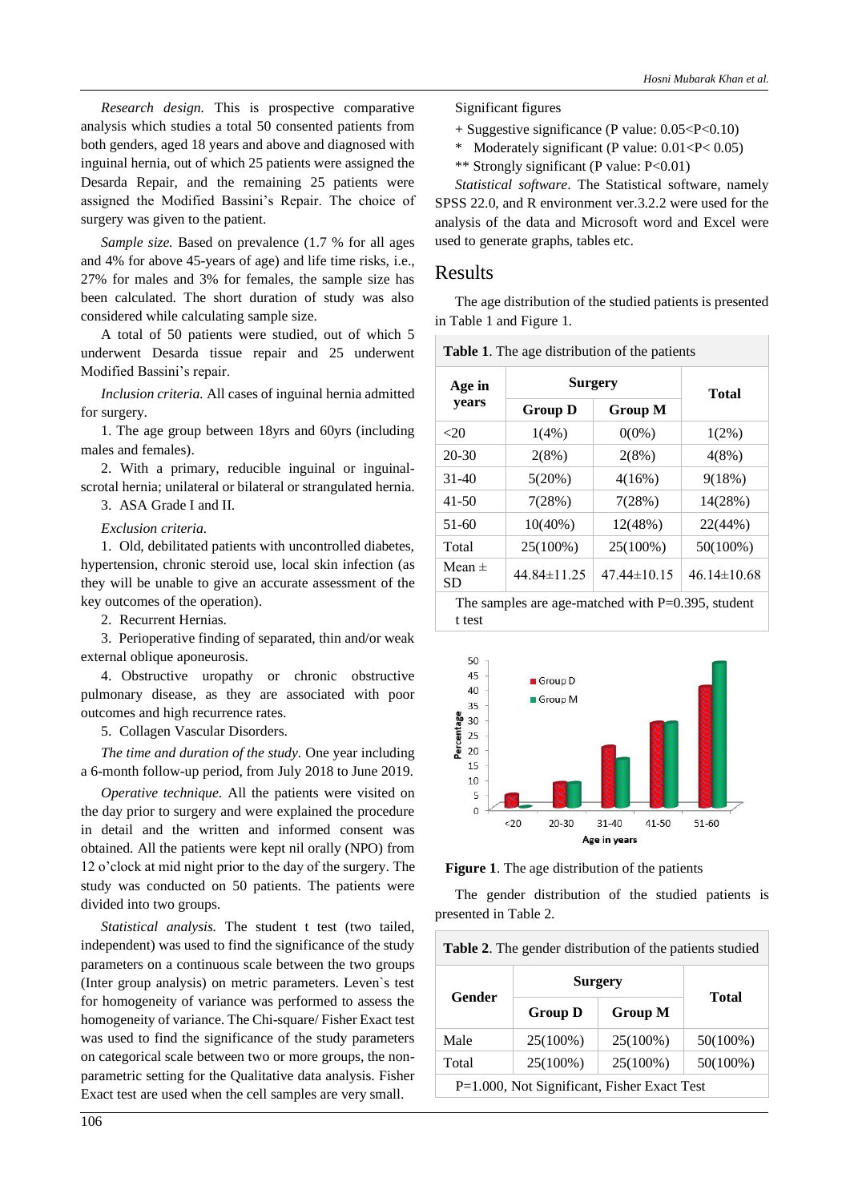*Research design.* This is prospective comparative analysis which studies a total 50 consented patients from both genders, aged 18 years and above and diagnosed with inguinal hernia, out of which 25 patients were assigned the Desarda Repair, and the remaining 25 patients were assigned the Modified Bassini's Repair. The choice of surgery was given to the patient.

*Sample size.* Based on prevalence (1.7 % for all ages and 4% for above 45-years of age) and life time risks, i.e., 27% for males and 3% for females, the sample size has been calculated. The short duration of study was also considered while calculating sample size.

A total of 50 patients were studied, out of which 5 underwent Desarda tissue repair and 25 underwent Modified Bassini's repair.

*Inclusion criteria.* All cases of inguinal hernia admitted for surgery.

1. The age group between 18yrs and 60yrs (including males and females).

2. With a primary, reducible inguinal or inguinal-scrotal hernia; unilateral or bilateral or strangulated hernia.

3. ASA Grade I and II.

*Exclusion criteria.*

1. Old, debilitated patients with uncontrolled diabetes, hypertension, chronic steroid use, local skin infection (as they will be unable to give an accurate assessment of the key outcomes of the operation).

2. Recurrent Hernias.

3. Perioperative finding of separated, thin and/or weak external oblique aponeurosis.

4. Obstructive uropathy or chronic obstructive pulmonary disease, as they are associated with poor outcomes and high recurrence rates.

5. Collagen Vascular Disorders.

*The time and duration of the study.* One year including a 6-month follow-up period, from July 2018 to June 2019.

*Operative technique.* All the patients were visited on the day prior to surgery and were explained the procedure in detail and the written and informed consent was obtained. All the patients were kept nil orally (NPO) from 12 o'clock at mid night prior to the day of the surgery. The study was conducted on 50 patients. The patients were divided into two groups.

*Statistical analysis.* The student t test (two tailed, independent) was used to find the significance of the study parameters on a continuous scale between the two groups (Inter group analysis) on metric parameters. Leven`s test for homogeneity of variance was performed to assess the homogeneity of variance. The Chi-square/ Fisher Exact test was used to find the significance of the study parameters on categorical scale between two or more groups, the non-parametric setting for the Qualitative data analysis. Fisher Exact test are used when the cell samples are very small.

Significant figures

+ Suggestive significance (P value: 0.05<P<0.10)

* Moderately significant (P value: 0.01<P< 0.05)

** Strongly significant (P value: P<0.01)

*Statistical software*. The Statistical software, namely SPSS 22.0, and R environment ver.3.2.2 were used for the analysis of the data and Microsoft word and Excel were used to generate graphs, tables etc.

## Results

The age distribution of the studied patients is presented in Table 1 and Figure 1.

**Table 1**. The age distribution of the patients

| Age in years | Surgery | | Total |
|---|---|---|---|
| | Group D | Group M | |
| <20 | 1(4%) | 0(0%) | 1(2%) |
| 20-30 | 2(8%) | 2(8%) | 4(8%) |
| 31-40 | 5(20%) | 4(16%) | 9(18%) |
| 41-50 | 7(28%) | 7(28%) | 14(28%) |
| 51-60 | 10(40%) | 12(48%) | 22(44%) |
| Total | 25(100%) | 25(100%) | 50(100%) |
| Mean ± SD | 44.84±11.25 | 47.44±10.15 | 46.14±10.68 |

The samples are age-matched with P=0.395, student t test

**Figure 1**. The age distribution of the patients

The gender distribution of the studied patients is presented in Table 2.

**Table 2**. The gender distribution of the patients studied

| Gender | Surgery | | Total |
|---|---|---|---|
| | Group D | Group M | |
| Male | 25(100%) | 25(100%) | 50(100%) |
| Total | 25(100%) | 25(100%) | 50(100%) |

P=1.000, Not Significant, Fisher Exact Test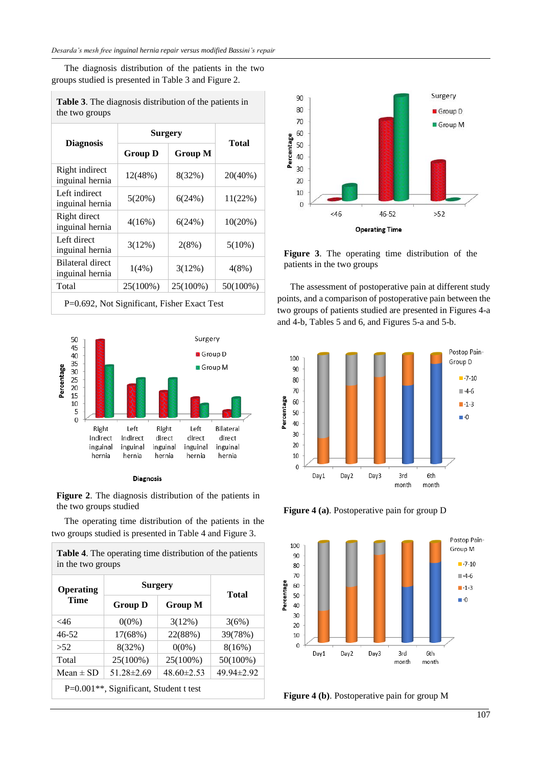The diagnosis distribution of the patients in the two groups studied is presented in Table 3 and Figure 2.

**Table 3**. The diagnosis distribution of the patients in the two groups

| Diagnosis | Surgery | | Total |
|---|---|---|---|
| | Group D | Group M | |
| Right indirect inguinal hernia | 12(48%) | 8(32%) | 20(40%) |
| Left indirect inguinal hernia | 5(20%) | 6(24%) | 11(22%) |
| Right direct inguinal hernia | 4(16%) | 6(24%) | 10(20%) |
| Left direct inguinal hernia | 3(12%) | 2(8%) | 5(10%) |
| Bilateral direct inguinal hernia | 1(4%) | 3(12%) | 4(8%) |
| Total | 25(100%) | 25(100%) | 50(100%) |

P=0.692, Not Significant, Fisher Exact Test

**Figure 2**. The diagnosis distribution of the patients in the two groups studied

The operating time distribution of the patients in the two groups studied is presented in Table 4 and Figure 3.

**Table 4**. The operating time distribution of the patients in the two groups

| Operating Time | Surgery | | Total |
|---|---|---|---|
| | Group D | Group M | |
| <46 | 0(0%) | 3(12%) | 3(6%) |
| 46-52 | 17(68%) | 22(88%) | 39(78%) |
| >52 | 8(32%) | 0(0%) | 8(16%) |
| Total | 25(100%) | 25(100%) | 50(100%) |
| Mean ± SD | 51.28±2.69 | 48.60±2.53 | 49.94±2.92 |

P=0.001**, Significant, Student t test

**Figure 3**. The operating time distribution of the patients in the two groups

The assessment of postoperative pain at different study points, and a comparison of postoperative pain between the two groups of patients studied are presented in Figures 4-a and 4-b, Tables 5 and 6, and Figures 5-a and 5-b.

**Figure 4 (a)**. Postoperative pain for group D

**Figure 4 (b)**. Postoperative pain for group M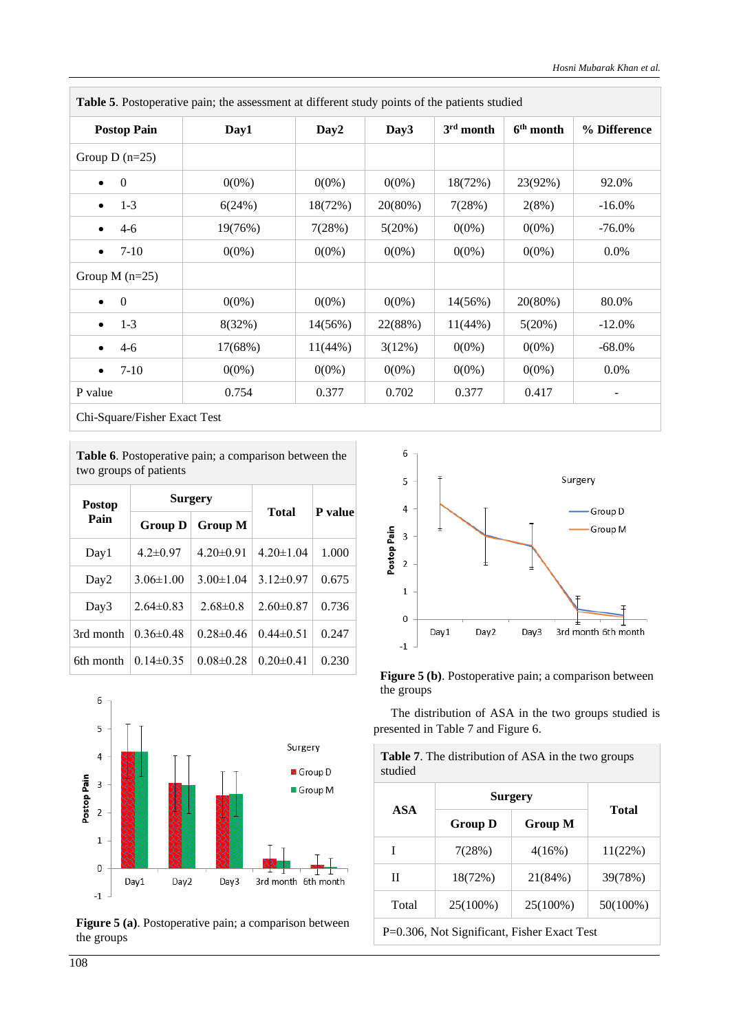**Table 5**. Postoperative pain; the assessment at different study points of the patients studied

| Postop Pain | Day1 | Day2 | Day3 | 3rd month | 6th month | % Difference |
|---|---|---|---|---|---|---|
| Group D (n=25) | | | | | | |
| • 0 | 0(0%) | 0(0%) | 0(0%) | 18(72%) | 23(92%) | 92.0% |
| • 1-3 | 6(24%) | 18(72%) | 20(80%) | 7(28%) | 2(8%) | -16.0% |
| • 4-6 | 19(76%) | 7(28%) | 5(20%) | 0(0%) | 0(0%) | -76.0% |
| • 7-10 | 0(0%) | 0(0%) | 0(0%) | 0(0%) | 0(0%) | 0.0% |
| Group M (n=25) | | | | | | |
| • 0 | 0(0%) | 0(0%) | 0(0%) | 14(56%) | 20(80%) | 80.0% |
| • 1-3 | 8(32%) | 14(56%) | 22(88%) | 11(44%) | 5(20%) | -12.0% |
| • 4-6 | 17(68%) | 11(44%) | 3(12%) | 0(0%) | 0(0%) | -68.0% |
| • 7-10 | 0(0%) | 0(0%) | 0(0%) | 0(0%) | 0(0%) | 0.0% |
| P value | 0.754 | 0.377 | 0.702 | 0.377 | 0.417 | - |

Chi-Square/Fisher Exact Test

**Table 6**. Postoperative pain; a comparison between the two groups of patients

| Postop Pain | Surgery | | Total | P value |
|---|---|---|---|---|
| | Group D | Group M | | |
| Day1 | 4.2±0.97 | 4.20±0.91 | 4.20±1.04 | 1.000 |
| Day2 | 3.06±1.00 | 3.00±1.04 | 3.12±0.97 | 0.675 |
| Day3 | 2.64±0.83 | 2.68±0.8 | 2.60±0.87 | 0.736 |
| 3rd month | 0.36±0.48 | 0.28±0.46 | 0.44±0.51 | 0.247 |
| 6th month | 0.14±0.35 | 0.08±0.28 | 0.20±0.41 | 0.230 |

**Figure 5 (a)**. Postoperative pain; a comparison between the groups

**Figure 5 (b)**. Postoperative pain; a comparison between the groups

The distribution of ASA in the two groups studied is presented in Table 7 and Figure 6.

**Table 7**. The distribution of ASA in the two groups studied

| ASA | Surgery | | Total |
|---|---|---|---|
| | Group D | Group M | |
| I | 7(28%) | 4(16%) | 11(22%) |
| II | 18(72%) | 21(84%) | 39(78%) |
| Total | 25(100%) | 25(100%) | 50(100%) |

P=0.306, Not Significant, Fisher Exact Test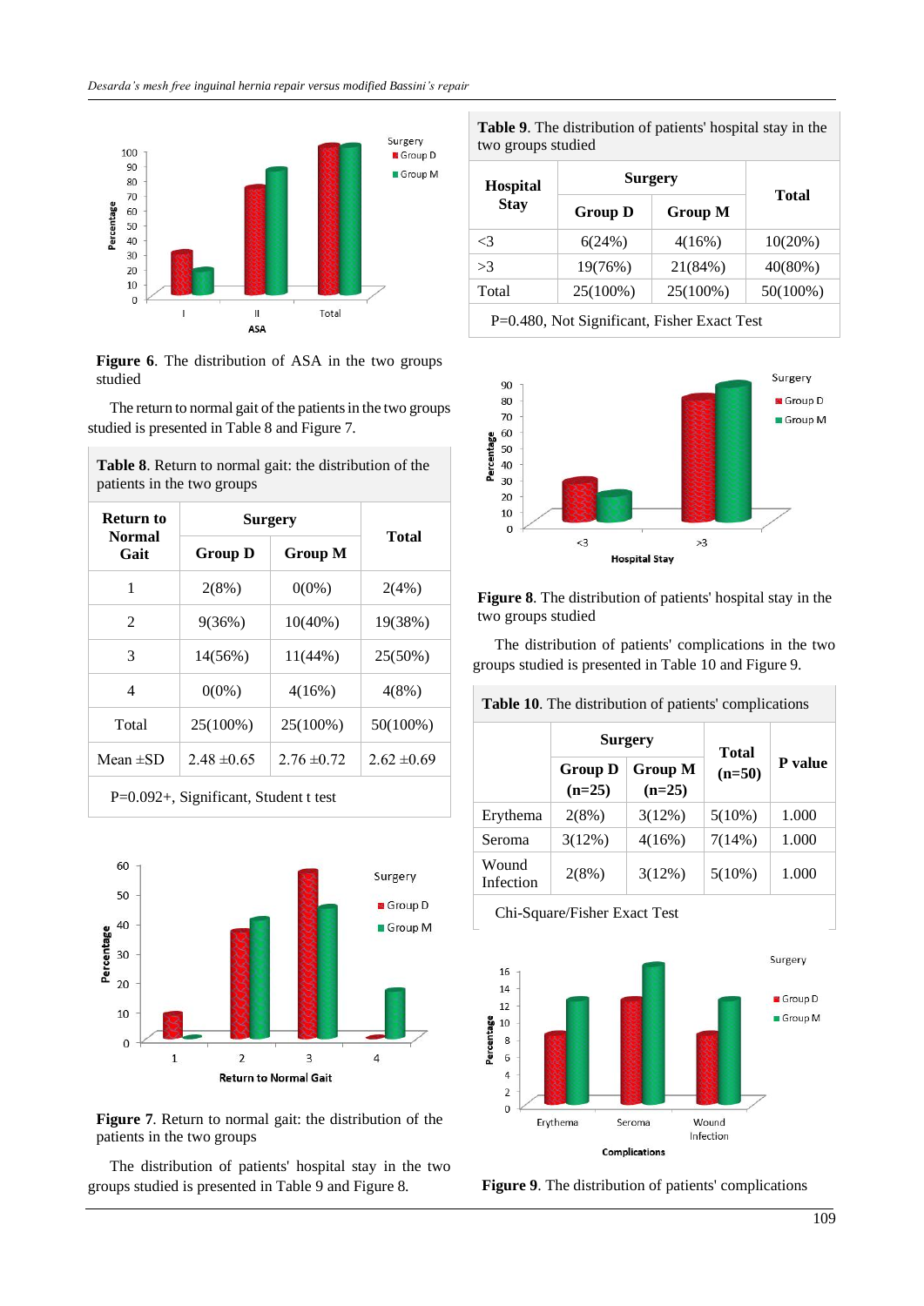**Figure 6**. The distribution of ASA in the two groups studied

The return to normal gait of the patients in the two groups studied is presented in Table 8 and Figure 7.

**Table 8**. Return to normal gait: the distribution of the patients in the two groups

| Return to Normal Gait | Surgery | | Total |
|---|---|---|---|
| | Group D | Group M | |
| 1 | 2(8%) | 0(0%) | 2(4%) |
| 2 | 9(36%) | 10(40%) | 19(38%) |
| 3 | 14(56%) | 11(44%) | 25(50%) |
| 4 | 0(0%) | 4(16%) | 4(8%) |
| Total | 25(100%) | 25(100%) | 50(100%) |
| Mean ±SD | 2.48 ±0.65 | 2.76 ±0.72 | 2.62 ±0.69 |

P=0.092+, Significant, Student t test

**Figure 7**. Return to normal gait: the distribution of the patients in the two groups

The distribution of patients' hospital stay in the two groups studied is presented in Table 9 and Figure 8.

**Table 9**. The distribution of patients' hospital stay in the two groups studied

| Hospital Stay | Surgery | | Total |
|---|---|---|---|
| | Group D | Group M | |
| <3 | 6(24%) | 4(16%) | 10(20%) |
| >3 | 19(76%) | 21(84%) | 40(80%) |
| Total | 25(100%) | 25(100%) | 50(100%) |

P=0.480, Not Significant, Fisher Exact Test

**Figure 8**. The distribution of patients' hospital stay in the two groups studied

The distribution of patients' complications in the two groups studied is presented in Table 10 and Figure 9.

**Table 10**. The distribution of patients' complications

| | Surgery | | Total (n=50) | P value |
|---|---|---|---|---|
| | Group D (n=25) | Group M (n=25) | | |
| Erythema | 2(8%) | 3(12%) | 5(10%) | 1.000 |
| Seroma | 3(12%) | 4(16%) | 7(14%) | 1.000 |
| Wound Infection | 2(8%) | 3(12%) | 5(10%) | 1.000 |

Chi-Square/Fisher Exact Test

**Figure 9**. The distribution of patients' complications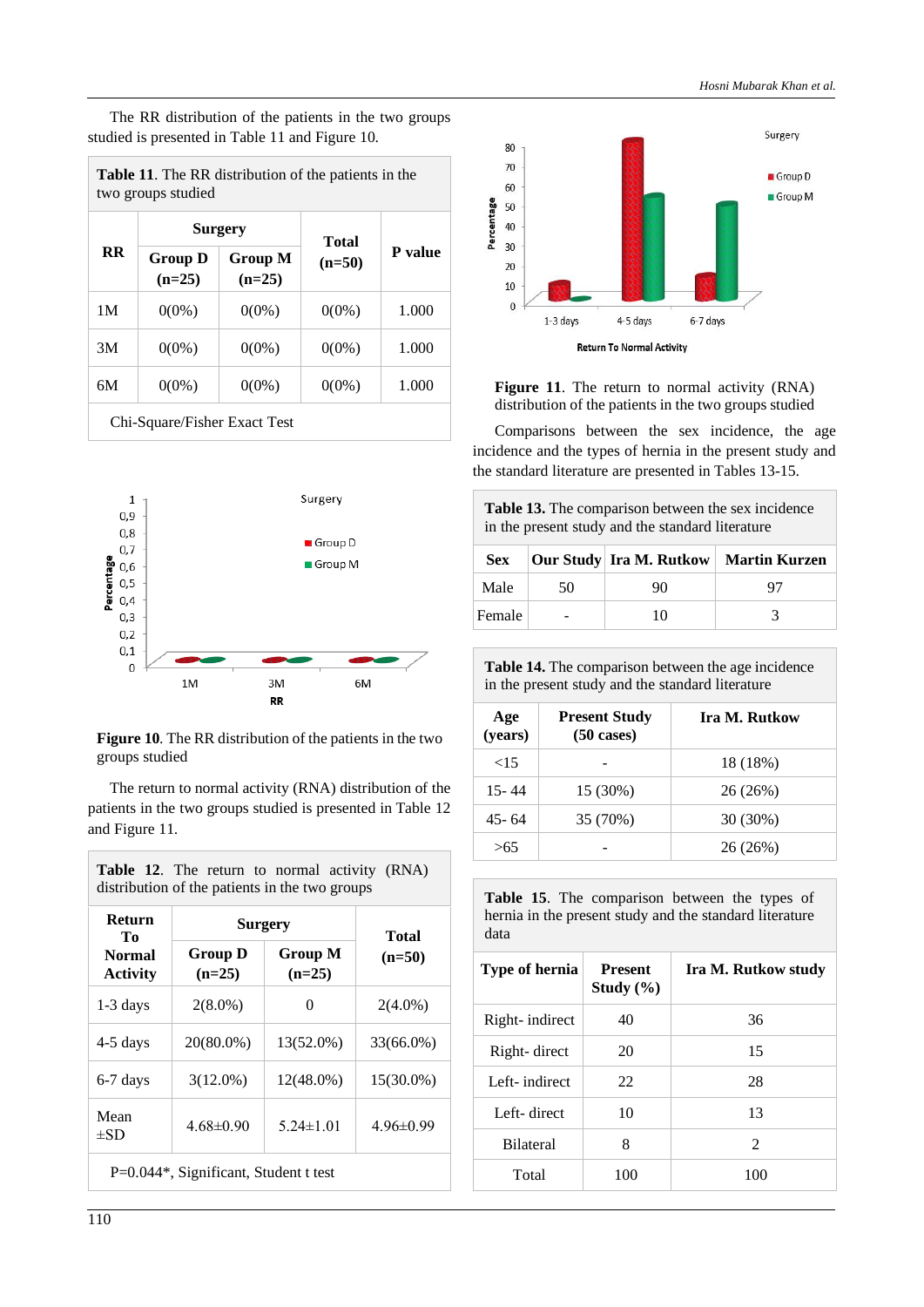The RR distribution of the patients in the two groups studied is presented in Table 11 and Figure 10.

**Table 11**. The RR distribution of the patients in the two groups studied

| RR | Surgery | | Total (n=50) | P value |
|---|---|---|---|---|
| | Group D (n=25) | Group M (n=25) | | |
| 1M | 0(0%) | 0(0%) | 0(0%) | 1.000 |
| 3M | 0(0%) | 0(0%) | 0(0%) | 1.000 |
| 6M | 0(0%) | 0(0%) | 0(0%) | 1.000 |

Chi-Square/Fisher Exact Test

**Figure 10**. The RR distribution of the patients in the two groups studied

The return to normal activity (RNA) distribution of the patients in the two groups studied is presented in Table 12 and Figure 11.

**Table 12**. The return to normal activity (RNA) distribution of the patients in the two groups

| Return To Normal Activity | Surgery | | Total (n=50) |
|---|---|---|---|
| | Group D (n=25) | Group M (n=25) | |
| 1-3 days | 2(8.0%) | 0 | 2(4.0%) |
| 4-5 days | 20(80.0%) | 13(52.0%) | 33(66.0%) |
| 6-7 days | 3(12.0%) | 12(48.0%) | 15(30.0%) |
| Mean ±SD | 4.68±0.90 | 5.24±1.01 | 4.96±0.99 |

P=0.044*, Significant, Student t test

**Figure 11**. The return to normal activity (RNA) distribution of the patients in the two groups studied

Comparisons between the sex incidence, the age incidence and the types of hernia in the present study and the standard literature are presented in Tables 13-15.

**Table 13.** The comparison between the sex incidence in the present study and the standard literature

| Sex | Our Study | Ira M. Rutkow | Martin Kurzen |
|---|---|---|---|
| Male | 50 | 90 | 97 |
| Female | - | 10 | 3 |

**Table 14.** The comparison between the age incidence in the present study and the standard literature

| Age (years) | Present Study (50 cases) | Ira M. Rutkow |
|---|---|---|
| <15 | - | 18 (18%) |
| 15- 44 | 15 (30%) | 26 (26%) |
| 45- 64 | 35 (70%) | 30 (30%) |
| >65 | - | 26 (26%) |

**Table 15**. The comparison between the types of hernia in the present study and the standard literature data

| Type of hernia | Present Study (%) | Ira M. Rutkow study |
|---|---|---|
| Right- indirect | 40 | 36 |
| Right- direct | 20 | 15 |
| Left- indirect | 22 | 28 |
| Left- direct | 10 | 13 |
| Bilateral | 8 | 2 |
| Total | 100 | 100 |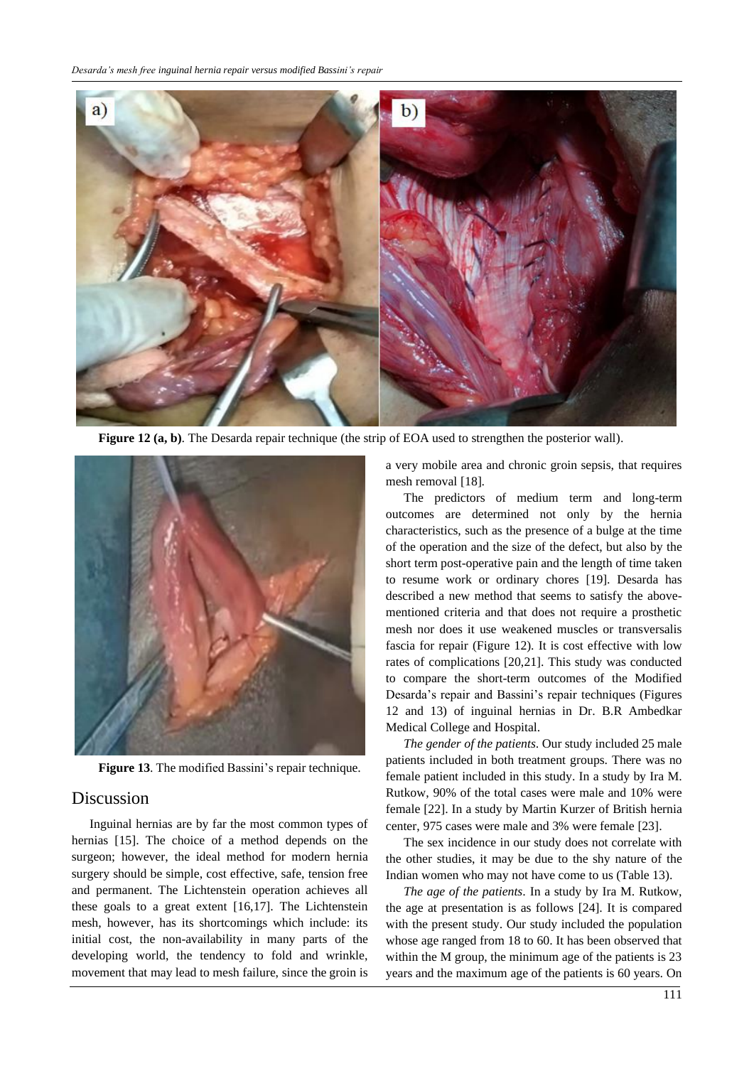**Figure 12 (a, b)**. The Desarda repair technique (the strip of EOA used to strengthen the posterior wall).

**Figure 13**. The modified Bassini's repair technique.

## Discussion

Inguinal hernias are by far the most common types of hernias [15]. The choice of a method depends on the surgeon; however, the ideal method for modern hernia surgery should be simple, cost effective, safe, tension free and permanent. The Lichtenstein operation achieves all these goals to a great extent [16,17]. The Lichtenstein mesh, however, has its shortcomings which include: its initial cost, the non-availability in many parts of the developing world, the tendency to fold and wrinkle, movement that may lead to mesh failure, since the groin is a very mobile area and chronic groin sepsis, that requires mesh removal [18].

The predictors of medium term and long-term outcomes are determined not only by the hernia characteristics, such as the presence of a bulge at the time of the operation and the size of the defect, but also by the short term post-operative pain and the length of time taken to resume work or ordinary chores [19]. Desarda has described a new method that seems to satisfy the above-mentioned criteria and that does not require a prosthetic mesh nor does it use weakened muscles or transversalis fascia for repair (Figure 12). It is cost effective with low rates of complications [20,21]. This study was conducted to compare the short-term outcomes of the Modified Desarda's repair and Bassini's repair techniques (Figures 12 and 13) of inguinal hernias in Dr. B.R Ambedkar Medical College and Hospital.

*The gender of the patients*. Our study included 25 male patients included in both treatment groups. There was no female patient included in this study. In a study by Ira M. Rutkow, 90% of the total cases were male and 10% were female [22]. In a study by Martin Kurzer of British hernia center, 975 cases were male and 3% were female [23].

The sex incidence in our study does not correlate with the other studies, it may be due to the shy nature of the Indian women who may not have come to us (Table 13).

*The age of the patients*. In a study by Ira M. Rutkow, the age at presentation is as follows [24]. It is compared with the present study. Our study included the population whose age ranged from 18 to 60. It has been observed that within the M group, the minimum age of the patients is 23 years and the maximum age of the patients is 60 years. On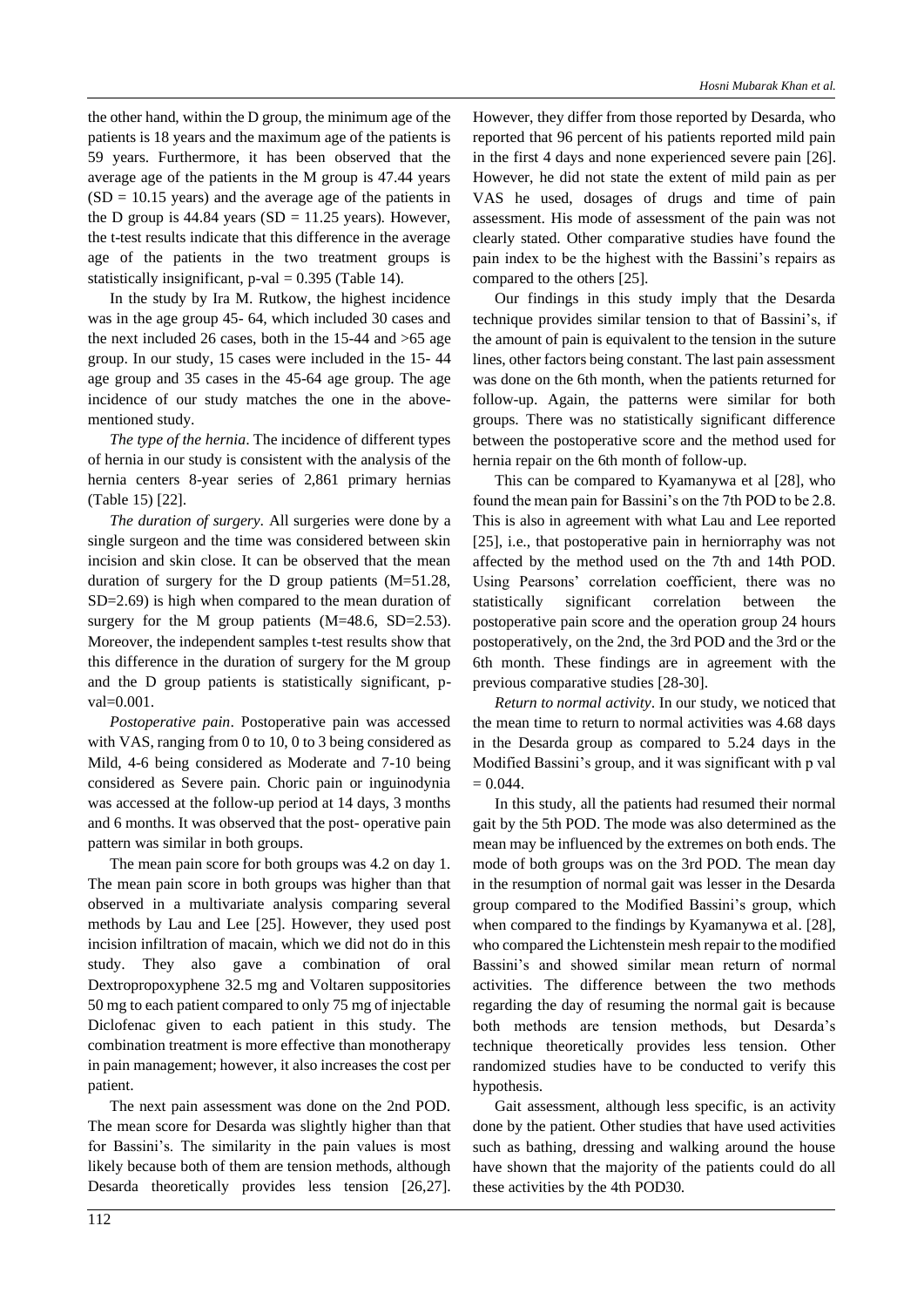the other hand, within the D group, the minimum age of the patients is 18 years and the maximum age of the patients is 59 years. Furthermore, it has been observed that the average age of the patients in the M group is 47.44 years (SD = 10.15 years) and the average age of the patients in the D group is 44.84 years (SD = 11.25 years). However, the t-test results indicate that this difference in the average age of the patients in the two treatment groups is statistically insignificant, p-val = 0.395 (Table 14).

In the study by Ira M. Rutkow, the highest incidence was in the age group 45- 64, which included 30 cases and the next included 26 cases, both in the 15-44 and >65 age group. In our study, 15 cases were included in the 15- 44 age group and 35 cases in the 45-64 age group. The age incidence of our study matches the one in the above-mentioned study.

*The type of the hernia*. The incidence of different types of hernia in our study is consistent with the analysis of the hernia centers 8-year series of 2,861 primary hernias (Table 15) [22].

*The duration of surgery*. All surgeries were done by a single surgeon and the time was considered between skin incision and skin close. It can be observed that the mean duration of surgery for the D group patients (M=51.28, SD=2.69) is high when compared to the mean duration of surgery for the M group patients (M=48.6, SD=2.53). Moreover, the independent samples t-test results show that this difference in the duration of surgery for the M group and the D group patients is statistically significant, p-val=0.001.

*Postoperative pain*. Postoperative pain was accessed with VAS, ranging from 0 to 10, 0 to 3 being considered as Mild, 4-6 being considered as Moderate and 7-10 being considered as Severe pain. Choric pain or inguinodynia was accessed at the follow-up period at 14 days, 3 months and 6 months. It was observed that the post- operative pain pattern was similar in both groups.

The mean pain score for both groups was 4.2 on day 1. The mean pain score in both groups was higher than that observed in a multivariate analysis comparing several methods by Lau and Lee [25]. However, they used post incision infiltration of macain, which we did not do in this study. They also gave a combination of oral Dextropropoxyphene 32.5 mg and Voltaren suppositories 50 mg to each patient compared to only 75 mg of injectable Diclofenac given to each patient in this study. The combination treatment is more effective than monotherapy in pain management; however, it also increases the cost per patient.

The next pain assessment was done on the 2nd POD. The mean score for Desarda was slightly higher than that for Bassini's. The similarity in the pain values is most likely because both of them are tension methods, although Desarda theoretically provides less tension [26,27]. However, they differ from those reported by Desarda, who reported that 96 percent of his patients reported mild pain in the first 4 days and none experienced severe pain [26]. However, he did not state the extent of mild pain as per VAS he used, dosages of drugs and time of pain assessment. His mode of assessment of the pain was not clearly stated. Other comparative studies have found the pain index to be the highest with the Bassini's repairs as compared to the others [25].

Our findings in this study imply that the Desarda technique provides similar tension to that of Bassini's, if the amount of pain is equivalent to the tension in the suture lines, other factors being constant. The last pain assessment was done on the 6th month, when the patients returned for follow-up. Again, the patterns were similar for both groups. There was no statistically significant difference between the postoperative score and the method used for hernia repair on the 6th month of follow-up.

This can be compared to Kyamanywa et al [28], who found the mean pain for Bassini's on the 7th POD to be 2.8. This is also in agreement with what Lau and Lee reported [25], i.e., that postoperative pain in herniorraphy was not affected by the method used on the 7th and 14th POD. Using Pearsons' correlation coefficient, there was no statistically significant correlation between the postoperative pain score and the operation group 24 hours postoperatively, on the 2nd, the 3rd POD and the 3rd or the 6th month. These findings are in agreement with the previous comparative studies [28-30].

*Return to normal activity*. In our study, we noticed that the mean time to return to normal activities was 4.68 days in the Desarda group as compared to 5.24 days in the Modified Bassini's group, and it was significant with p val = 0.044.

In this study, all the patients had resumed their normal gait by the 5th POD. The mode was also determined as the mean may be influenced by the extremes on both ends. The mode of both groups was on the 3rd POD. The mean day in the resumption of normal gait was lesser in the Desarda group compared to the Modified Bassini's group, which when compared to the findings by Kyamanywa et al. [28], who compared the Lichtenstein mesh repair to the modified Bassini's and showed similar mean return of normal activities. The difference between the two methods regarding the day of resuming the normal gait is because both methods are tension methods, but Desarda's technique theoretically provides less tension. Other randomized studies have to be conducted to verify this hypothesis.

Gait assessment, although less specific, is an activity done by the patient. Other studies that have used activities such as bathing, dressing and walking around the house have shown that the majority of the patients could do all these activities by the 4th POD30.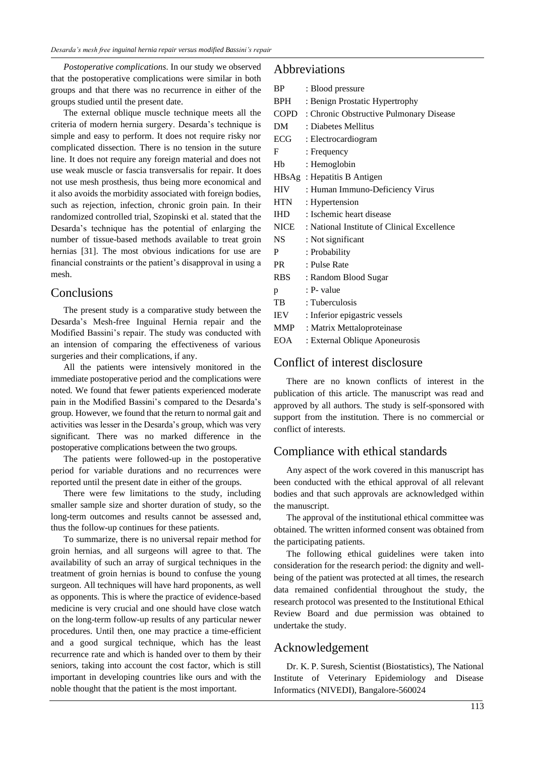*Postoperative complications*. In our study we observed that the postoperative complications were similar in both groups and that there was no recurrence in either of the groups studied until the present date.

The external oblique muscle technique meets all the criteria of modern hernia surgery. Desarda's technique is simple and easy to perform. It does not require risky nor complicated dissection. There is no tension in the suture line. It does not require any foreign material and does not use weak muscle or fascia transversalis for repair. It does not use mesh prosthesis, thus being more economical and it also avoids the morbidity associated with foreign bodies, such as rejection, infection, chronic groin pain. In their randomized controlled trial, Szopinski et al. stated that the Desarda's technique has the potential of enlarging the number of tissue-based methods available to treat groin hernias [31]. The most obvious indications for use are financial constraints or the patient's disapproval in using a mesh.

## Conclusions

The present study is a comparative study between the Desarda's Mesh-free Inguinal Hernia repair and the Modified Bassini's repair. The study was conducted with an intension of comparing the effectiveness of various surgeries and their complications, if any.

All the patients were intensively monitored in the immediate postoperative period and the complications were noted. We found that fewer patients experienced moderate pain in the Modified Bassini's compared to the Desarda's group. However, we found that the return to normal gait and activities was lesser in the Desarda's group, which was very significant. There was no marked difference in the postoperative complications between the two groups.

The patients were followed-up in the postoperative period for variable durations and no recurrences were reported until the present date in either of the groups.

There were few limitations to the study, including smaller sample size and shorter duration of study, so the long-term outcomes and results cannot be assessed and, thus the follow-up continues for these patients.

To summarize, there is no universal repair method for groin hernias, and all surgeons will agree to that. The availability of such an array of surgical techniques in the treatment of groin hernias is bound to confuse the young surgeon. All techniques will have hard proponents, as well as opponents. This is where the practice of evidence-based medicine is very crucial and one should have close watch on the long-term follow-up results of any particular newer procedures. Until then, one may practice a time-efficient and a good surgical technique, which has the least recurrence rate and which is handed over to them by their seniors, taking into account the cost factor, which is still important in developing countries like ours and with the noble thought that the patient is the most important.

## Abbreviations

BP : Blood pressure
BPH : Benign Prostatic Hypertrophy
COPD : Chronic Obstructive Pulmonary Disease
DM : Diabetes Mellitus
ECG : Electrocardiogram
F : Frequency
Hb : Hemoglobin
HBsAg : Hepatitis B Antigen
HIV : Human Immuno-Deficiency Virus
HTN : Hypertension
IHD : Ischemic heart disease
NICE : National Institute of Clinical Excellence
NS : Not significant
P : Probability
PR : Pulse Rate
RBS : Random Blood Sugar
p : P- value
TB : Tuberculosis
IEV : Inferior epigastric vessels
MMP : Matrix Mettaloproteinase
EOA : External Oblique Aponeurosis

## Conflict of interest disclosure

There are no known conflicts of interest in the publication of this article. The manuscript was read and approved by all authors. The study is self-sponsored with support from the institution. There is no commercial or conflict of interests.

## Compliance with ethical standards

Any aspect of the work covered in this manuscript has been conducted with the ethical approval of all relevant bodies and that such approvals are acknowledged within the manuscript.

The approval of the institutional ethical committee was obtained. The written informed consent was obtained from the participating patients.

The following ethical guidelines were taken into consideration for the research period: the dignity and well-being of the patient was protected at all times, the research data remained confidential throughout the study, the research protocol was presented to the Institutional Ethical Review Board and due permission was obtained to undertake the study.

## Acknowledgement

Dr. K. P. Suresh, Scientist (Biostatistics), The National Institute of Veterinary Epidemiology and Disease Informatics (NIVEDI), Bangalore-560024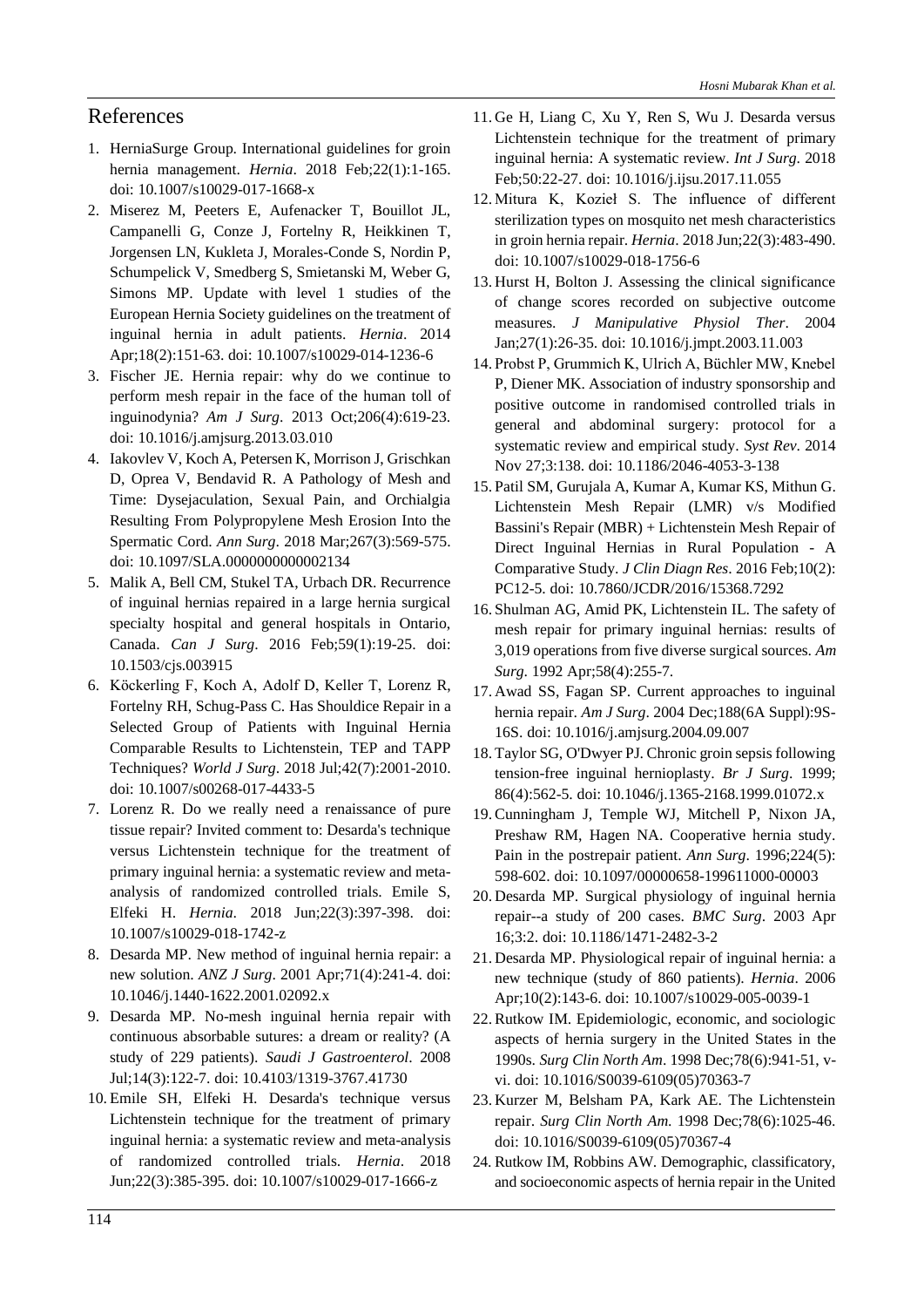## References

1. HerniaSurge Group. International guidelines for groin hernia management. *Hernia*. 2018 Feb;22(1):1-165. doi: 10.1007/s10029-017-1668-x
2. Miserez M, Peeters E, Aufenacker T, Bouillot JL, Campanelli G, Conze J, Fortelny R, Heikkinen T, Jorgensen LN, Kukleta J, Morales-Conde S, Nordin P, Schumpelick V, Smedberg S, Smietanski M, Weber G, Simons MP. Update with level 1 studies of the European Hernia Society guidelines on the treatment of inguinal hernia in adult patients. *Hernia*. 2014 Apr;18(2):151-63. doi: 10.1007/s10029-014-1236-6
3. Fischer JE. Hernia repair: why do we continue to perform mesh repair in the face of the human toll of inguinodynia? *Am J Surg*. 2013 Oct;206(4):619-23. doi: 10.1016/j.amjsurg.2013.03.010
4. Iakovlev V, Koch A, Petersen K, Morrison J, Grischkan D, Oprea V, Bendavid R. A Pathology of Mesh and Time: Dysejaculation, Sexual Pain, and Orchialgia Resulting From Polypropylene Mesh Erosion Into the Spermatic Cord. *Ann Surg*. 2018 Mar;267(3):569-575. doi: 10.1097/SLA.0000000000002134
5. Malik A, Bell CM, Stukel TA, Urbach DR. Recurrence of inguinal hernias repaired in a large hernia surgical specialty hospital and general hospitals in Ontario, Canada. *Can J Surg*. 2016 Feb;59(1):19-25. doi: 10.1503/cjs.003915
6. Köckerling F, Koch A, Adolf D, Keller T, Lorenz R, Fortelny RH, Schug-Pass C. Has Shouldice Repair in a Selected Group of Patients with Inguinal Hernia Comparable Results to Lichtenstein, TEP and TAPP Techniques? *World J Surg*. 2018 Jul;42(7):2001-2010. doi: 10.1007/s00268-017-4433-5
7. Lorenz R. Do we really need a renaissance of pure tissue repair? Invited comment to: Desarda's technique versus Lichtenstein technique for the treatment of primary inguinal hernia: a systematic review and meta-analysis of randomized controlled trials. Emile S, Elfeki H. *Hernia*. 2018 Jun;22(3):397-398. doi: 10.1007/s10029-018-1742-z
8. Desarda MP. New method of inguinal hernia repair: a new solution. *ANZ J Surg*. 2001 Apr;71(4):241-4. doi: 10.1046/j.1440-1622.2001.02092.x
9. Desarda MP. No-mesh inguinal hernia repair with continuous absorbable sutures: a dream or reality? (A study of 229 patients). *Saudi J Gastroenterol*. 2008 Jul;14(3):122-7. doi: 10.4103/1319-3767.41730
10. Emile SH, Elfeki H. Desarda's technique versus Lichtenstein technique for the treatment of primary inguinal hernia: a systematic review and meta-analysis of randomized controlled trials. *Hernia*. 2018 Jun;22(3):385-395. doi: 10.1007/s10029-017-1666-z
11. Ge H, Liang C, Xu Y, Ren S, Wu J. Desarda versus Lichtenstein technique for the treatment of primary inguinal hernia: A systematic review. *Int J Surg*. 2018 Feb;50:22-27. doi: 10.1016/j.ijsu.2017.11.055
12. Mitura K, Kozieł S. The influence of different sterilization types on mosquito net mesh characteristics in groin hernia repair. *Hernia*. 2018 Jun;22(3):483-490. doi: 10.1007/s10029-018-1756-6
13. Hurst H, Bolton J. Assessing the clinical significance of change scores recorded on subjective outcome measures. *J Manipulative Physiol Ther*. 2004 Jan;27(1):26-35. doi: 10.1016/j.jmpt.2003.11.003
14. Probst P, Grummich K, Ulrich A, Büchler MW, Knebel P, Diener MK. Association of industry sponsorship and positive outcome in randomised controlled trials in general and abdominal surgery: protocol for a systematic review and empirical study. *Syst Rev*. 2014 Nov 27;3:138. doi: 10.1186/2046-4053-3-138
15. Patil SM, Gurujala A, Kumar A, Kumar KS, Mithun G. Lichtenstein Mesh Repair (LMR) v/s Modified Bassini's Repair (MBR) + Lichtenstein Mesh Repair of Direct Inguinal Hernias in Rural Population - A Comparative Study. *J Clin Diagn Res*. 2016 Feb;10(2): PC12-5. doi: 10.7860/JCDR/2016/15368.7292
16. Shulman AG, Amid PK, Lichtenstein IL. The safety of mesh repair for primary inguinal hernias: results of 3,019 operations from five diverse surgical sources. *Am Surg*. 1992 Apr;58(4):255-7.
17. Awad SS, Fagan SP. Current approaches to inguinal hernia repair. *Am J Surg*. 2004 Dec;188(6A Suppl):9S-16S. doi: 10.1016/j.amjsurg.2004.09.007
18. Taylor SG, O'Dwyer PJ. Chronic groin sepsis following tension-free inguinal hernioplasty. *Br J Surg*. 1999; 86(4):562-5. doi: 10.1046/j.1365-2168.1999.01072.x
19. Cunningham J, Temple WJ, Mitchell P, Nixon JA, Preshaw RM, Hagen NA. Cooperative hernia study. Pain in the postrepair patient. *Ann Surg*. 1996;224(5): 598-602. doi: 10.1097/00000658-199611000-00003
20. Desarda MP. Surgical physiology of inguinal hernia repair--a study of 200 cases. *BMC Surg*. 2003 Apr 16;3:2. doi: 10.1186/1471-2482-3-2
21. Desarda MP. Physiological repair of inguinal hernia: a new technique (study of 860 patients). *Hernia*. 2006 Apr;10(2):143-6. doi: 10.1007/s10029-005-0039-1
22. Rutkow IM. Epidemiologic, economic, and sociologic aspects of hernia surgery in the United States in the 1990s. *Surg Clin North Am*. 1998 Dec;78(6):941-51, v-vi. doi: 10.1016/S0039-6109(05)70363-7
23. Kurzer M, Belsham PA, Kark AE. The Lichtenstein repair. *Surg Clin North Am.* 1998 Dec;78(6):1025-46. doi: 10.1016/S0039-6109(05)70367-4
24. Rutkow IM, Robbins AW. Demographic, classificatory, and socioeconomic aspects of hernia repair in the United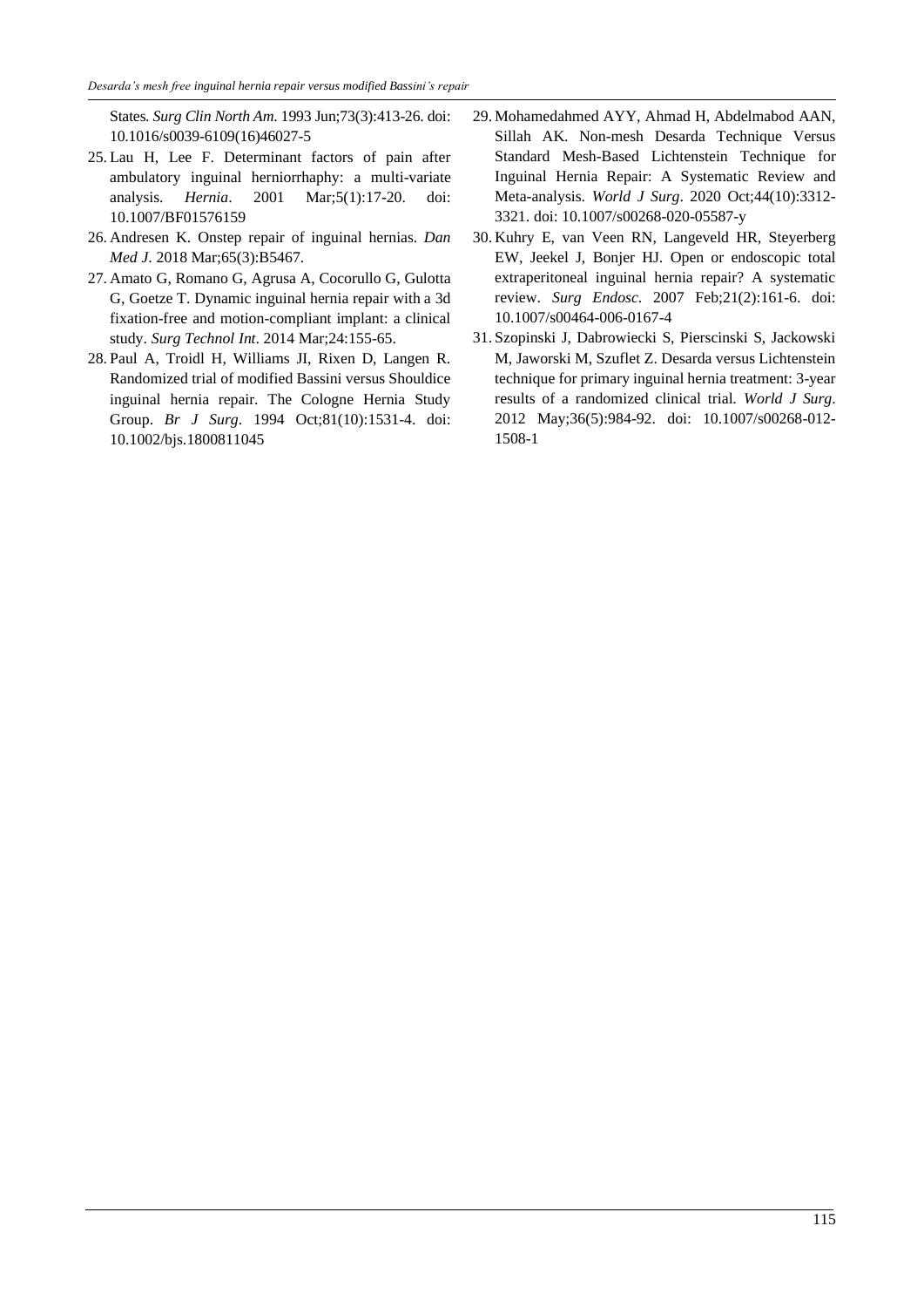States. *Surg Clin North Am*. 1993 Jun;73(3):413-26. doi: 10.1016/s0039-6109(16)46027-5

25. Lau H, Lee F. Determinant factors of pain after ambulatory inguinal herniorrhaphy: a multi-variate analysis. *Hernia*. 2001 Mar;5(1):17-20. doi: 10.1007/BF01576159
26. Andresen K. Onstep repair of inguinal hernias. *Dan Med J*. 2018 Mar;65(3):B5467.
27. Amato G, Romano G, Agrusa A, Cocorullo G, Gulotta G, Goetze T. Dynamic inguinal hernia repair with a 3d fixation-free and motion-compliant implant: a clinical study. *Surg Technol Int*. 2014 Mar;24:155-65.
28. Paul A, Troidl H, Williams JI, Rixen D, Langen R. Randomized trial of modified Bassini versus Shouldice inguinal hernia repair. The Cologne Hernia Study Group. *Br J Surg*. 1994 Oct;81(10):1531-4. doi: 10.1002/bjs.1800811045
29. Mohamedahmed AYY, Ahmad H, Abdelmabod AAN, Sillah AK. Non-mesh Desarda Technique Versus Standard Mesh-Based Lichtenstein Technique for Inguinal Hernia Repair: A Systematic Review and Meta-analysis. *World J Surg*. 2020 Oct;44(10):3312-3321. doi: 10.1007/s00268-020-05587-y
30. Kuhry E, van Veen RN, Langeveld HR, Steyerberg EW, Jeekel J, Bonjer HJ. Open or endoscopic total extraperitoneal inguinal hernia repair? A systematic review. *Surg Endosc*. 2007 Feb;21(2):161-6. doi: 10.1007/s00464-006-0167-4
31. Szopinski J, Dabrowiecki S, Pierscinski S, Jackowski M, Jaworski M, Szuflet Z. Desarda versus Lichtenstein technique for primary inguinal hernia treatment: 3-year results of a randomized clinical trial. *World J Surg*. 2012 May;36(5):984-92. doi: 10.1007/s00268-012-1508-1